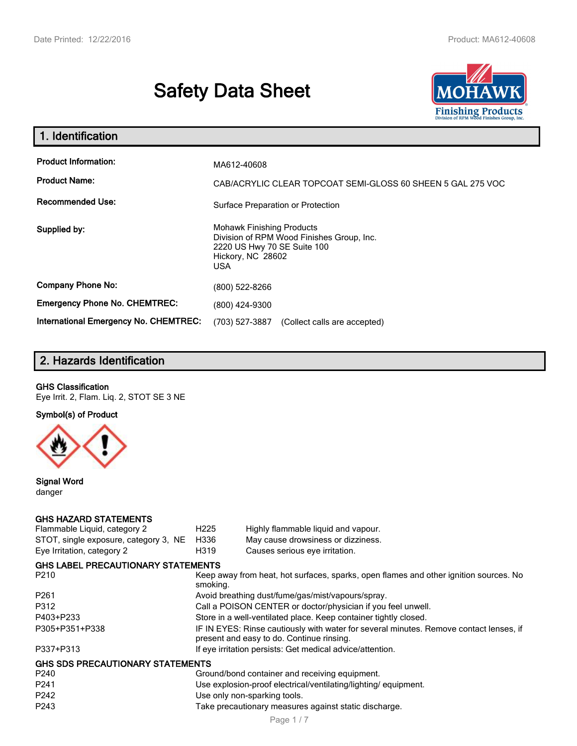# Safety Data Sheet

## 1. Identification

| | |
|---|---|
| **Product Information:** | MA612-40608 |
| **Product Name:** | CAB/ACRYLIC CLEAR TOPCOAT SEMI-GLOSS 60 SHEEN 5 GAL 275 VOC |
| **Recommended Use:** | Surface Preparation or Protection |
| **Supplied by:** | Mohawk Finishing Products<br>Division of RPM Wood Finishes Group, Inc.<br>2220 US Hwy 70 SE Suite 100<br>Hickory, NC 28602<br>USA |
| **Company Phone No:** | (800) 522-8266 |
| **Emergency Phone No. CHEMTREC:** | (800) 424-9300 |
| **International Emergency No. CHEMTREC:** | (703) 527-3887 (Collect calls are accepted) |

## 2. Hazards Identification

**GHS Classification**
Eye Irrit. 2, Flam. Liq. 2, STOT SE 3 NE

**Symbol(s) of Product**

**Signal Word**
danger

**GHS HAZARD STATEMENTS**

| | | |
|---|---|---|
| Flammable Liquid, category 2 | H225 | Highly flammable liquid and vapour. |
| STOT, single exposure, category 3, NE | H336 | May cause drowsiness or dizziness. |
| Eye Irritation, category 2 | H319 | Causes serious eye irritation. |

**GHS LABEL PRECAUTIONARY STATEMENTS**

| | |
|---|---|
| P210 | Keep away from heat, hot surfaces, sparks, open flames and other ignition sources. No smoking. |
| P261 | Avoid breathing dust/fume/gas/mist/vapours/spray. |
| P312 | Call a POISON CENTER or doctor/physician if you feel unwell. |
| P403+P233 | Store in a well-ventilated place. Keep container tightly closed. |
| P305+P351+P338 | IF IN EYES: Rinse cautiously with water for several minutes. Remove contact lenses, if present and easy to do. Continue rinsing. |
| P337+P313 | If eye irritation persists: Get medical advice/attention. |

**GHS SDS PRECAUTIONARY STATEMENTS**

| | |
|---|---|
| P240 | Ground/bond container and receiving equipment. |
| P241 | Use explosion-proof electrical/ventilating/lighting/ equipment. |
| P242 | Use only non-sparking tools. |
| P243 | Take precautionary measures against static discharge. |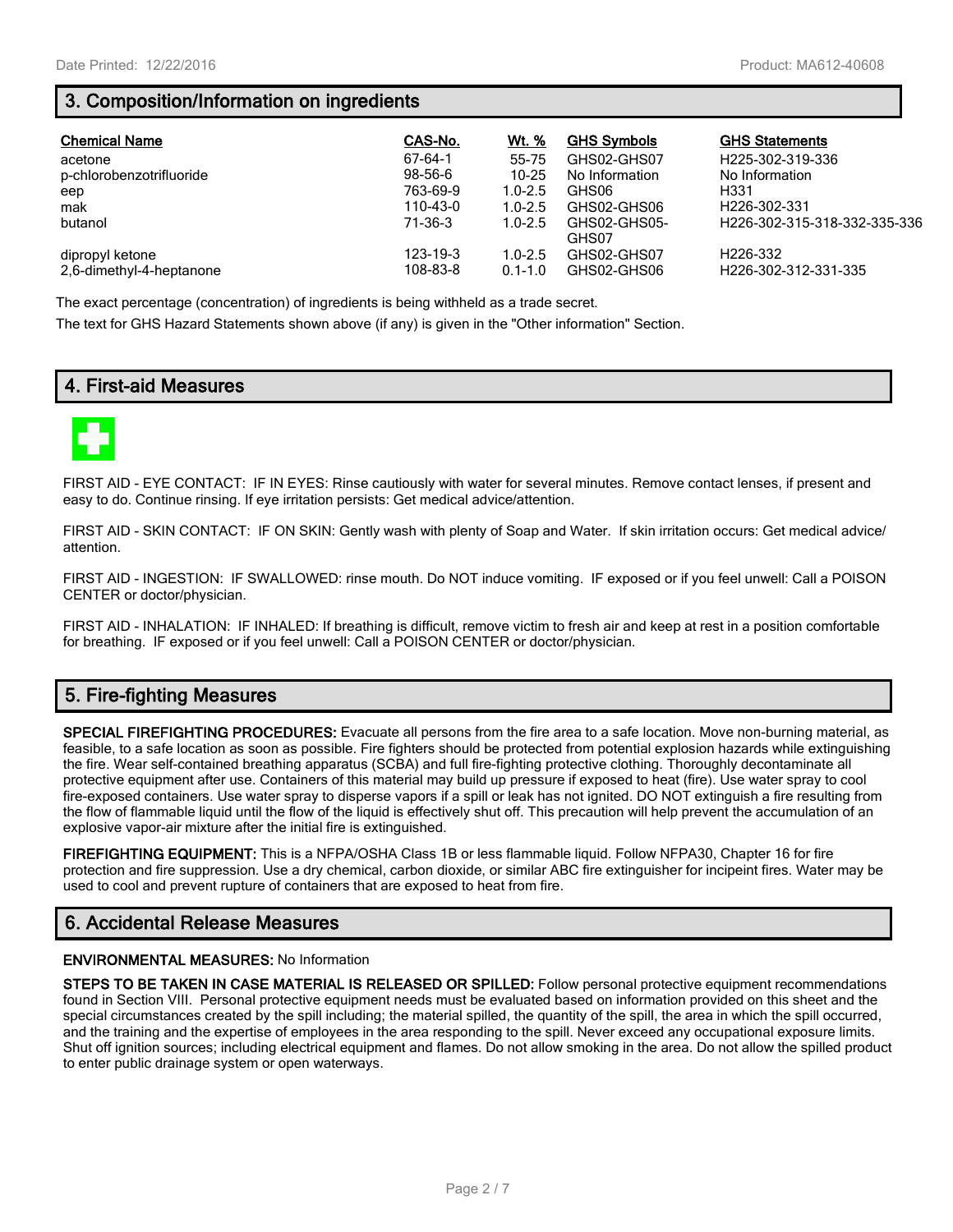## 3. Composition/Information on ingredients

| Chemical Name | CAS-No. | Wt. % | GHS Symbols | GHS Statements |
|---|---|---|---|---|
| acetone | 67-64-1 | 55-75 | GHS02-GHS07 | H225-302-319-336 |
| p-chlorobenzotrifluoride | 98-56-6 | 10-25 | No Information | No Information |
| eep | 763-69-9 | 1.0-2.5 | GHS06 | H331 |
| mak | 110-43-0 | 1.0-2.5 | GHS02-GHS06 | H226-302-331 |
| butanol | 71-36-3 | 1.0-2.5 | GHS02-GHS05-GHS07 | H226-302-315-318-332-335-336 |
| dipropyl ketone | 123-19-3 | 1.0-2.5 | GHS02-GHS07 | H226-332 |
| 2,6-dimethyl-4-heptanone | 108-83-8 | 0.1-1.0 | GHS02-GHS06 | H226-302-312-331-335 |

The exact percentage (concentration) of ingredients is being withheld as a trade secret.

The text for GHS Hazard Statements shown above (if any) is given in the "Other information" Section.

## 4. First-aid Measures

FIRST AID - EYE CONTACT: IF IN EYES: Rinse cautiously with water for several minutes. Remove contact lenses, if present and easy to do. Continue rinsing. If eye irritation persists: Get medical advice/attention.

FIRST AID - SKIN CONTACT: IF ON SKIN: Gently wash with plenty of Soap and Water. If skin irritation occurs: Get medical advice/ attention.

FIRST AID - INGESTION: IF SWALLOWED: rinse mouth. Do NOT induce vomiting. IF exposed or if you feel unwell: Call a POISON CENTER or doctor/physician.

FIRST AID - INHALATION: IF INHALED: If breathing is difficult, remove victim to fresh air and keep at rest in a position comfortable for breathing. IF exposed or if you feel unwell: Call a POISON CENTER or doctor/physician.

## 5. Fire-fighting Measures

**SPECIAL FIREFIGHTING PROCEDURES:** Evacuate all persons from the fire area to a safe location. Move non-burning material, as feasible, to a safe location as soon as possible. Fire fighters should be protected from potential explosion hazards while extinguishing the fire. Wear self-contained breathing apparatus (SCBA) and full fire-fighting protective clothing. Thoroughly decontaminate all protective equipment after use. Containers of this material may build up pressure if exposed to heat (fire). Use water spray to cool fire-exposed containers. Use water spray to disperse vapors if a spill or leak has not ignited. DO NOT extinguish a fire resulting from the flow of flammable liquid until the flow of the liquid is effectively shut off. This precaution will help prevent the accumulation of an explosive vapor-air mixture after the initial fire is extinguished.

**FIREFIGHTING EQUIPMENT:** This is a NFPA/OSHA Class 1B or less flammable liquid. Follow NFPA30, Chapter 16 for fire protection and fire suppression. Use a dry chemical, carbon dioxide, or similar ABC fire extinguisher for incipeint fires. Water may be used to cool and prevent rupture of containers that are exposed to heat from fire.

## 6. Accidental Release Measures

**ENVIRONMENTAL MEASURES:** No Information

**STEPS TO BE TAKEN IN CASE MATERIAL IS RELEASED OR SPILLED:** Follow personal protective equipment recommendations found in Section VIII. Personal protective equipment needs must be evaluated based on information provided on this sheet and the special circumstances created by the spill including; the material spilled, the quantity of the spill, the area in which the spill occurred, and the training and the expertise of employees in the area responding to the spill. Never exceed any occupational exposure limits. Shut off ignition sources; including electrical equipment and flames. Do not allow smoking in the area. Do not allow the spilled product to enter public drainage system or open waterways.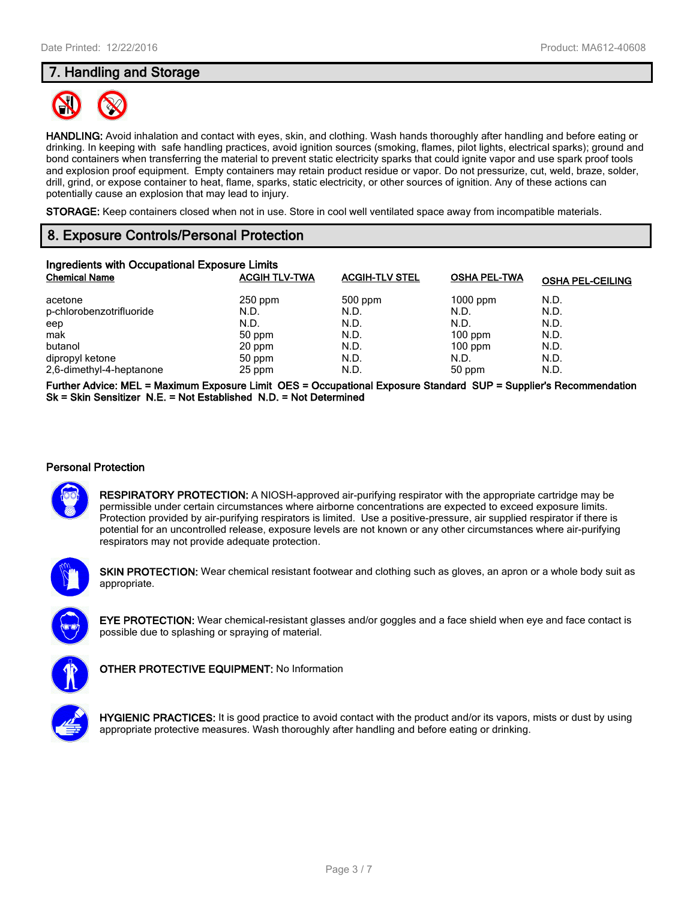## 7. Handling and Storage

**HANDLING:** Avoid inhalation and contact with eyes, skin, and clothing. Wash hands thoroughly after handling and before eating or drinking. In keeping with safe handling practices, avoid ignition sources (smoking, flames, pilot lights, electrical sparks); ground and bond containers when transferring the material to prevent static electricity sparks that could ignite vapor and use spark proof tools and explosion proof equipment. Empty containers may retain product residue or vapor. Do not pressurize, cut, weld, braze, solder, drill, grind, or expose container to heat, flame, sparks, static electricity, or other sources of ignition. Any of these actions can potentially cause an explosion that may lead to injury.

**STORAGE:** Keep containers closed when not in use. Store in cool well ventilated space away from incompatible materials.

## 8. Exposure Controls/Personal Protection

**Ingredients with Occupational Exposure Limits**

| Chemical Name | ACGIH TLV-TWA | ACGIH-TLV STEL | OSHA PEL-TWA | OSHA PEL-CEILING |
|---|---|---|---|---|
| acetone | 250 ppm | 500 ppm | 1000 ppm | N.D. |
| p-chlorobenzotrifluoride | N.D. | N.D. | N.D. | N.D. |
| eep | N.D. | N.D. | N.D. | N.D. |
| mak | 50 ppm | N.D. | 100 ppm | N.D. |
| butanol | 20 ppm | N.D. | 100 ppm | N.D. |
| dipropyl ketone | 50 ppm | N.D. | N.D. | N.D. |
| 2,6-dimethyl-4-heptanone | 25 ppm | N.D. | 50 ppm | N.D. |

**Further Advice: MEL = Maximum Exposure Limit OES = Occupational Exposure Standard SUP = Supplier's Recommendation Sk = Skin Sensitizer N.E. = Not Established N.D. = Not Determined**

### Personal Protection

**RESPIRATORY PROTECTION:** A NIOSH-approved air-purifying respirator with the appropriate cartridge may be permissible under certain circumstances where airborne concentrations are expected to exceed exposure limits. Protection provided by air-purifying respirators is limited. Use a positive-pressure, air supplied respirator if there is potential for an uncontrolled release, exposure levels are not known or any other circumstances where air-purifying respirators may not provide adequate protection.

**SKIN PROTECTION:** Wear chemical resistant footwear and clothing such as gloves, an apron or a whole body suit as appropriate.

**EYE PROTECTION:** Wear chemical-resistant glasses and/or goggles and a face shield when eye and face contact is possible due to splashing or spraying of material.

**OTHER PROTECTIVE EQUIPMENT:** No Information

**HYGIENIC PRACTICES:** It is good practice to avoid contact with the product and/or its vapors, mists or dust by using appropriate protective measures. Wash thoroughly after handling and before eating or drinking.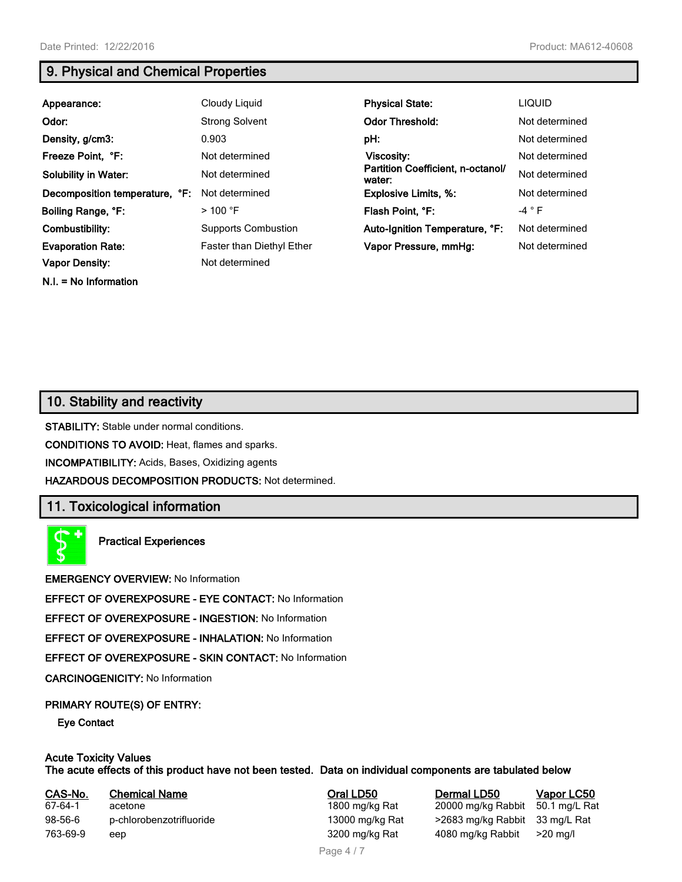## 9. Physical and Chemical Properties

| | | | |
|---|---|---|---|
| **Appearance:** | Cloudy Liquid | **Physical State:** | LIQUID |
| **Odor:** | Strong Solvent | **Odor Threshold:** | Not determined |
| **Density, g/cm3:** | 0.903 | **pH:** | Not determined |
| **Freeze Point, °F:** | Not determined | **Viscosity:** | Not determined |
| **Solubility in Water:** | Not determined | **Partition Coefficient, n-octanol/water:** | Not determined |
| **Decomposition temperature, °F:** | Not determined | **Explosive Limits, %:** | Not determined |
| **Boiling Range, °F:** | > 100 °F | **Flash Point, °F:** | -4 ° F |
| **Combustibility:** | Supports Combustion | **Auto-Ignition Temperature, °F:** | Not determined |
| **Evaporation Rate:** | Faster than Diethyl Ether | **Vapor Pressure, mmHg:** | Not determined |
| **Vapor Density:** | Not determined | | |

**N.I. = No Information**

## 10. Stability and reactivity

**STABILITY:** Stable under normal conditions.

**CONDITIONS TO AVOID:** Heat, flames and sparks.

**INCOMPATIBILITY:** Acids, Bases, Oxidizing agents

**HAZARDOUS DECOMPOSITION PRODUCTS:** Not determined.

## 11. Toxicological information

**Practical Experiences**

**EMERGENCY OVERVIEW:** No Information

**EFFECT OF OVEREXPOSURE - EYE CONTACT:** No Information

**EFFECT OF OVEREXPOSURE - INGESTION:** No Information

**EFFECT OF OVEREXPOSURE - INHALATION:** No Information

**EFFECT OF OVEREXPOSURE - SKIN CONTACT:** No Information

**CARCINOGENICITY:** No Information

**PRIMARY ROUTE(S) OF ENTRY:**

**Eye Contact**

**Acute Toxicity Values**
**The acute effects of this product have not been tested. Data on individual components are tabulated below**

| CAS-No. | Chemical Name | Oral LD50 | Dermal LD50 | Vapor LC50 |
|---|---|---|---|---|
| 67-64-1 | acetone | 1800 mg/kg Rat | 20000 mg/kg Rabbit | 50.1 mg/L Rat |
| 98-56-6 | p-chlorobenzotrifluoride | 13000 mg/kg Rat | >2683 mg/kg Rabbit | 33 mg/L Rat |
| 763-69-9 | eep | 3200 mg/kg Rat | 4080 mg/kg Rabbit | >20 mg/l |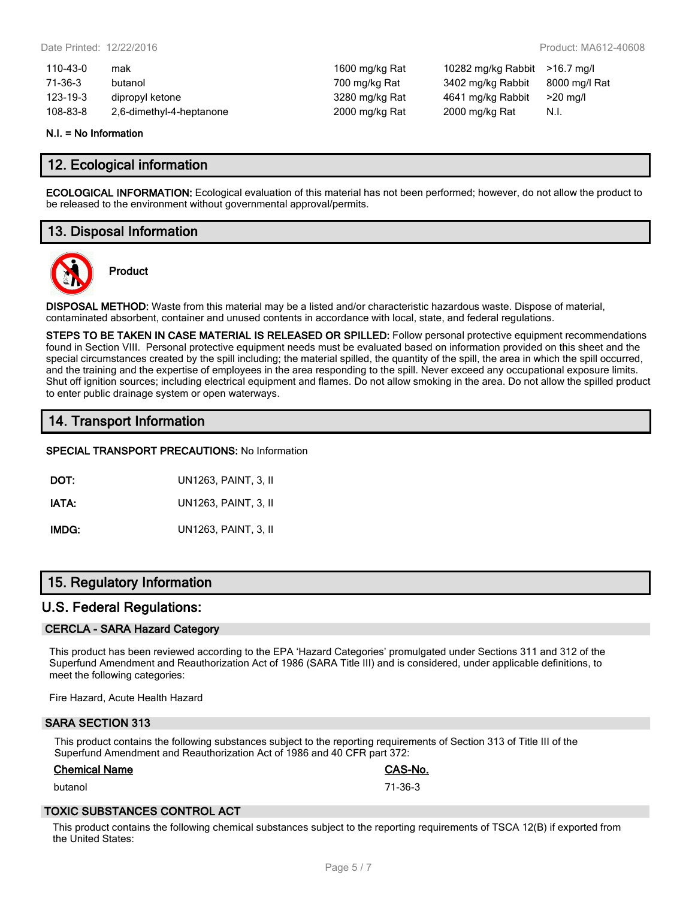| | | | | |
|---|---|---|---|---|
| 110-43-0 | mak | 1600 mg/kg Rat | 10282 mg/kg Rabbit | >16.7 mg/l |
| 71-36-3 | butanol | 700 mg/kg Rat | 3402 mg/kg Rabbit | 8000 mg/l Rat |
| 123-19-3 | dipropyl ketone | 3280 mg/kg Rat | 4641 mg/kg Rabbit | >20 mg/l |
| 108-83-8 | 2,6-dimethyl-4-heptanone | 2000 mg/kg Rat | 2000 mg/kg Rat | N.I. |

**N.I. = No Information**

## 12. Ecological information

**ECOLOGICAL INFORMATION:** Ecological evaluation of this material has not been performed; however, do not allow the product to be released to the environment without governmental approval/permits.

## 13. Disposal Information

**Product**

**DISPOSAL METHOD:** Waste from this material may be a listed and/or characteristic hazardous waste. Dispose of material, contaminated absorbent, container and unused contents in accordance with local, state, and federal regulations.

**STEPS TO BE TAKEN IN CASE MATERIAL IS RELEASED OR SPILLED:** Follow personal protective equipment recommendations found in Section VIII. Personal protective equipment needs must be evaluated based on information provided on this sheet and the special circumstances created by the spill including; the material spilled, the quantity of the spill, the area in which the spill occurred, and the training and the expertise of employees in the area responding to the spill. Never exceed any occupational exposure limits. Shut off ignition sources; including electrical equipment and flames. Do not allow smoking in the area. Do not allow the spilled product to enter public drainage system or open waterways.

## 14. Transport Information

**SPECIAL TRANSPORT PRECAUTIONS:** No Information

**DOT:** UN1263, PAINT, 3, II

**IATA:** UN1263, PAINT, 3, II

**IMDG:** UN1263, PAINT, 3, II

## 15. Regulatory Information

### U.S. Federal Regulations:

#### CERCLA - SARA Hazard Category

This product has been reviewed according to the EPA 'Hazard Categories' promulgated under Sections 311 and 312 of the Superfund Amendment and Reauthorization Act of 1986 (SARA Title III) and is considered, under applicable definitions, to meet the following categories:

Fire Hazard, Acute Health Hazard

#### SARA SECTION 313

This product contains the following substances subject to the reporting requirements of Section 313 of Title III of the Superfund Amendment and Reauthorization Act of 1986 and 40 CFR part 372:

| Chemical Name | CAS-No. |
|---|---|
| butanol | 71-36-3 |

#### TOXIC SUBSTANCES CONTROL ACT

This product contains the following chemical substances subject to the reporting requirements of TSCA 12(B) if exported from the United States: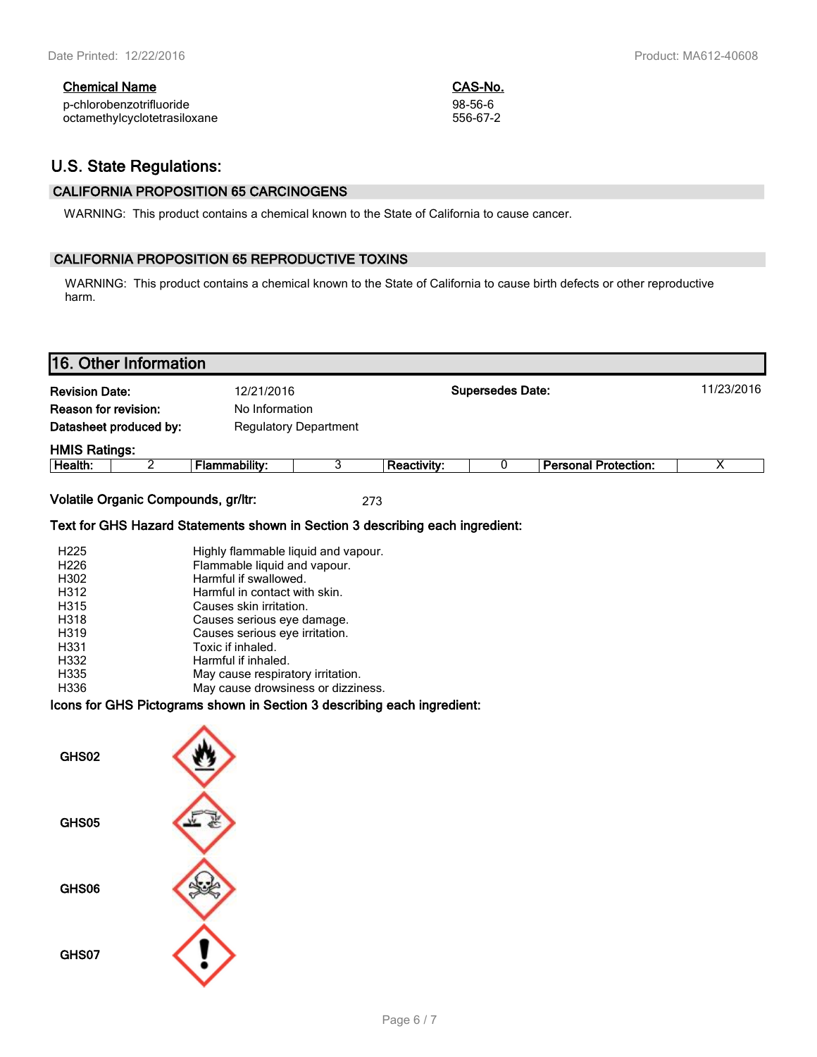| Chemical Name | CAS-No. |
|---|---|
| p-chlorobenzotrifluoride | 98-56-6 |
| octamethylcyclotetrasiloxane | 556-67-2 |

## U.S. State Regulations:

### CALIFORNIA PROPOSITION 65 CARCINOGENS

WARNING: This product contains a chemical known to the State of California to cause cancer.

### CALIFORNIA PROPOSITION 65 REPRODUCTIVE TOXINS

WARNING: This product contains a chemical known to the State of California to cause birth defects or other reproductive harm.

## 16. Other Information

**Revision Date:** 12/21/2016    **Supersedes Date:** 11/23/2016

**Reason for revision:** No Information

**Datasheet produced by:** Regulatory Department

**HMIS Ratings:**

| Health: | 2 | Flammability: | 3 | Reactivity: | 0 | Personal Protection: | X |
|---|---|---|---|---|---|---|---|

**Volatile Organic Compounds, gr/ltr:** 273

**Text for GHS Hazard Statements shown in Section 3 describing each ingredient:**

| | |
|---|---|
| H225 | Highly flammable liquid and vapour. |
| H226 | Flammable liquid and vapour. |
| H302 | Harmful if swallowed. |
| H312 | Harmful in contact with skin. |
| H315 | Causes skin irritation. |
| H318 | Causes serious eye damage. |
| H319 | Causes serious eye irritation. |
| H331 | Toxic if inhaled. |
| H332 | Harmful if inhaled. |
| H335 | May cause respiratory irritation. |
| H336 | May cause drowsiness or dizziness. |

**Icons for GHS Pictograms shown in Section 3 describing each ingredient:**

GHS02

GHS05

GHS06

GHS07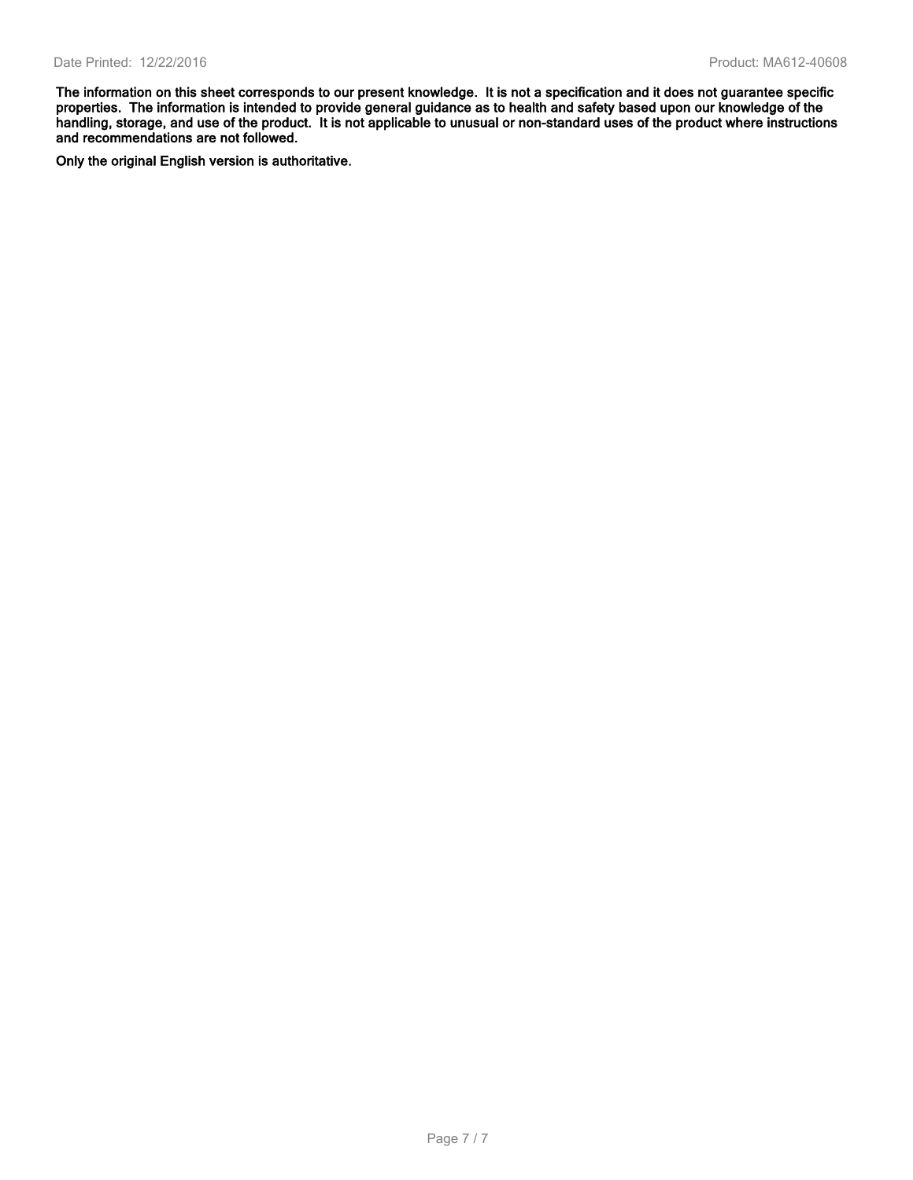**The information on this sheet corresponds to our present knowledge. It is not a specification and it does not guarantee specific properties. The information is intended to provide general guidance as to health and safety based upon our knowledge of the handling, storage, and use of the product. It is not applicable to unusual or non-standard uses of the product where instructions and recommendations are not followed.**

**Only the original English version is authoritative.**